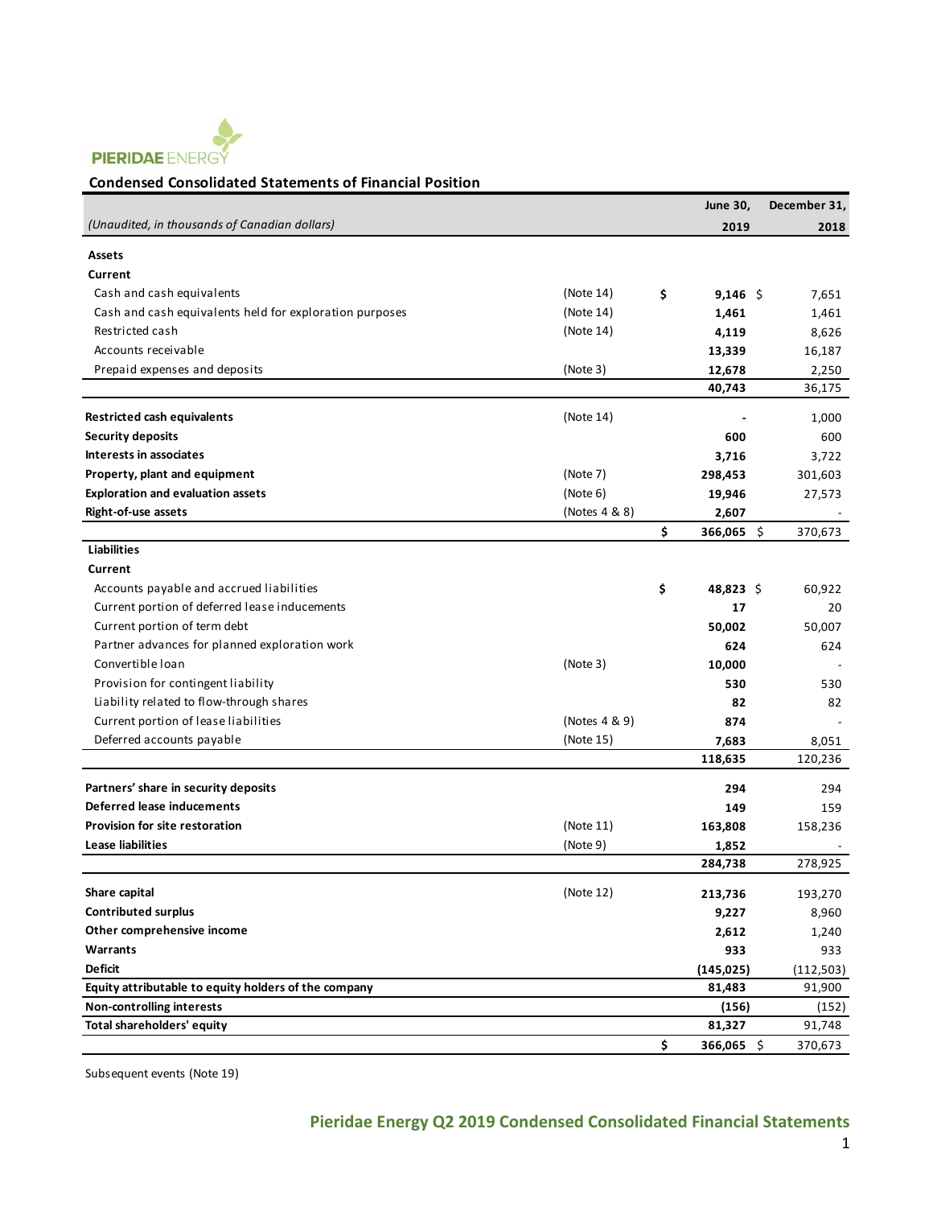PIERIDAE ENERGY

## Condensed Consolidated Statements of Financial Position

| *(Unaudited, in thousands of Canadian dollars)* | | | June 30, 2019 | December 31, 2018 |
|---|---|---|---|---|
| **Assets** | | | | |
| **Current** | | | | |
| Cash and cash equivalents | (Note 14) | $ | **9,146** | $ 7,651 |
| Cash and cash equivalents held for exploration purposes | (Note 14) | | **1,461** | 1,461 |
| Restricted cash | (Note 14) | | **4,119** | 8,626 |
| Accounts receivable | | | **13,339** | 16,187 |
| Prepaid expenses and deposits | (Note 3) | | **12,678** | 2,250 |
| | | | **40,743** | 36,175 |
| **Restricted cash equivalents** | (Note 14) | | **-** | 1,000 |
| **Security deposits** | | | **600** | 600 |
| **Interests in associates** | | | **3,716** | 3,722 |
| **Property, plant and equipment** | (Note 7) | | **298,453** | 301,603 |
| **Exploration and evaluation assets** | (Note 6) | | **19,946** | 27,573 |
| **Right-of-use assets** | (Notes 4 & 8) | | **2,607** | - |
| | | $ | **366,065** | $ 370,673 |
| **Liabilities** | | | | |
| **Current** | | | | |
| Accounts payable and accrued liabilities | | $ | **48,823** | $ 60,922 |
| Current portion of deferred lease inducements | | | **17** | 20 |
| Current portion of term debt | | | **50,002** | 50,007 |
| Partner advances for planned exploration work | | | **624** | 624 |
| Convertible loan | (Note 3) | | **10,000** | - |
| Provision for contingent liability | | | **530** | 530 |
| Liability related to flow-through shares | | | **82** | 82 |
| Current portion of lease liabilities | (Notes 4 & 9) | | **874** | - |
| Deferred accounts payable | (Note 15) | | **7,683** | 8,051 |
| | | | **118,635** | 120,236 |
| **Partners' share in security deposits** | | | **294** | 294 |
| **Deferred lease inducements** | | | **149** | 159 |
| **Provision for site restoration** | (Note 11) | | **163,808** | 158,236 |
| **Lease liabilities** | (Note 9) | | **1,852** | - |
| | | | **284,738** | 278,925 |
| **Share capital** | (Note 12) | | **213,736** | 193,270 |
| **Contributed surplus** | | | **9,227** | 8,960 |
| **Other comprehensive income** | | | **2,612** | 1,240 |
| **Warrants** | | | **933** | 933 |
| **Deficit** | | | **(145,025)** | (112,503) |
| **Equity attributable to equity holders of the company** | | | **81,483** | 91,900 |
| **Non-controlling interests** | | | **(156)** | (152) |
| **Total shareholders' equity** | | | **81,327** | 91,748 |
| | | $ | **366,065** | $ 370,673 |

Subsequent events (Note 19)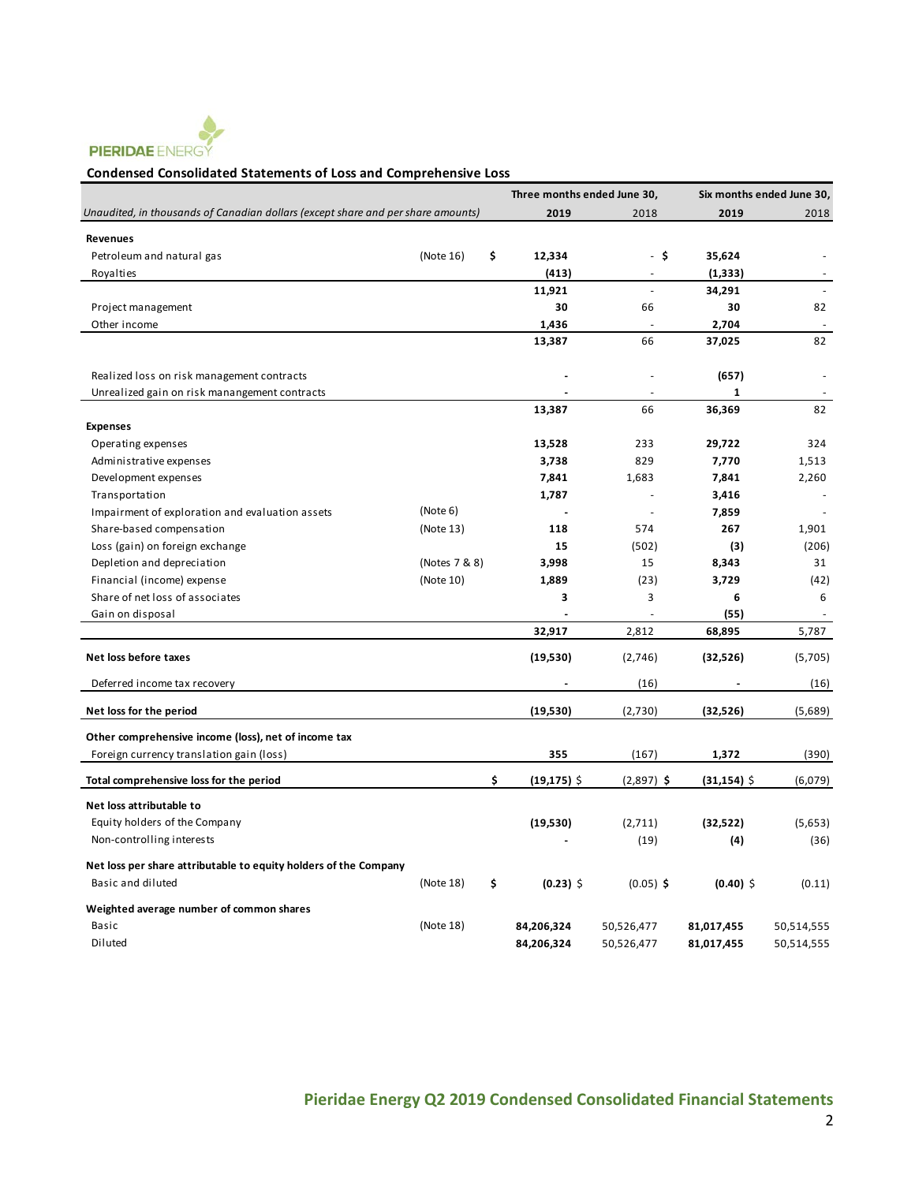PIERIDAE ENERGY

## Condensed Consolidated Statements of Loss and Comprehensive Loss

| *Unaudited, in thousands of Canadian dollars (except share and per share amounts)* | | Three months ended June 30, 2019 | Three months ended June 30, 2018 | Six months ended June 30, 2019 | Six months ended June 30, 2018 |
|---|---|---|---|---|---|
| **Revenues** | | | | | |
| Petroleum and natural gas | (Note 16) | $ **12,334** | - | $ **35,624** | - |
| Royalties | | **(413)** | - | **(1,333)** | - |
| | | **11,921** | - | **34,291** | - |
| Project management | | **30** | 66 | **30** | 82 |
| Other income | | **1,436** | - | **2,704** | - |
| | | **13,387** | 66 | **37,025** | 82 |
| Realized loss on risk management contracts | | **-** | - | **(657)** | - |
| Unrealized gain on risk manangement contracts | | **-** | - | **1** | - |
| | | **13,387** | 66 | **36,369** | 82 |
| **Expenses** | | | | | |
| Operating expenses | | **13,528** | 233 | **29,722** | 324 |
| Administrative expenses | | **3,738** | 829 | **7,770** | 1,513 |
| Development expenses | | **7,841** | 1,683 | **7,841** | 2,260 |
| Transportation | | **1,787** | - | **3,416** | - |
| Impairment of exploration and evaluation assets | (Note 6) | **-** | - | **7,859** | - |
| Share-based compensation | (Note 13) | **118** | 574 | **267** | 1,901 |
| Loss (gain) on foreign exchange | | **15** | (502) | **(3)** | (206) |
| Depletion and depreciation | (Notes 7 & 8) | **3,998** | 15 | **8,343** | 31 |
| Financial (income) expense | (Note 10) | **1,889** | (23) | **3,729** | (42) |
| Share of net loss of associates | | **3** | 3 | **6** | 6 |
| Gain on disposal | | **-** | - | **(55)** | - |
| | | **32,917** | 2,812 | **68,895** | 5,787 |
| **Net loss before taxes** | | **(19,530)** | (2,746) | **(32,526)** | (5,705) |
| Deferred income tax recovery | | **-** | (16) | **-** | (16) |
| **Net loss for the period** | | **(19,530)** | (2,730) | **(32,526)** | (5,689) |
| **Other comprehensive income (loss), net of income tax** | | | | | |
| Foreign currency translation gain (loss) | | **355** | (167) | **1,372** | (390) |
| **Total comprehensive loss for the period** | | $ **(19,175)** | $ (2,897) | $ **(31,154)** | $ (6,079) |
| **Net loss attributable to** | | | | | |
| Equity holders of the Company | | **(19,530)** | (2,711) | **(32,522)** | (5,653) |
| Non-controlling interests | | **-** | (19) | **(4)** | (36) |
| **Net loss per share attributable to equity holders of the Company** | | | | | |
| Basic and diluted | (Note 18) | $ **(0.23)** | $ (0.05) | $ **(0.40)** | $ (0.11) |
| **Weighted average number of common shares** | | | | | |
| Basic | (Note 18) | **84,206,324** | 50,526,477 | **81,017,455** | 50,514,555 |
| Diluted | | **84,206,324** | 50,526,477 | **81,017,455** | 50,514,555 |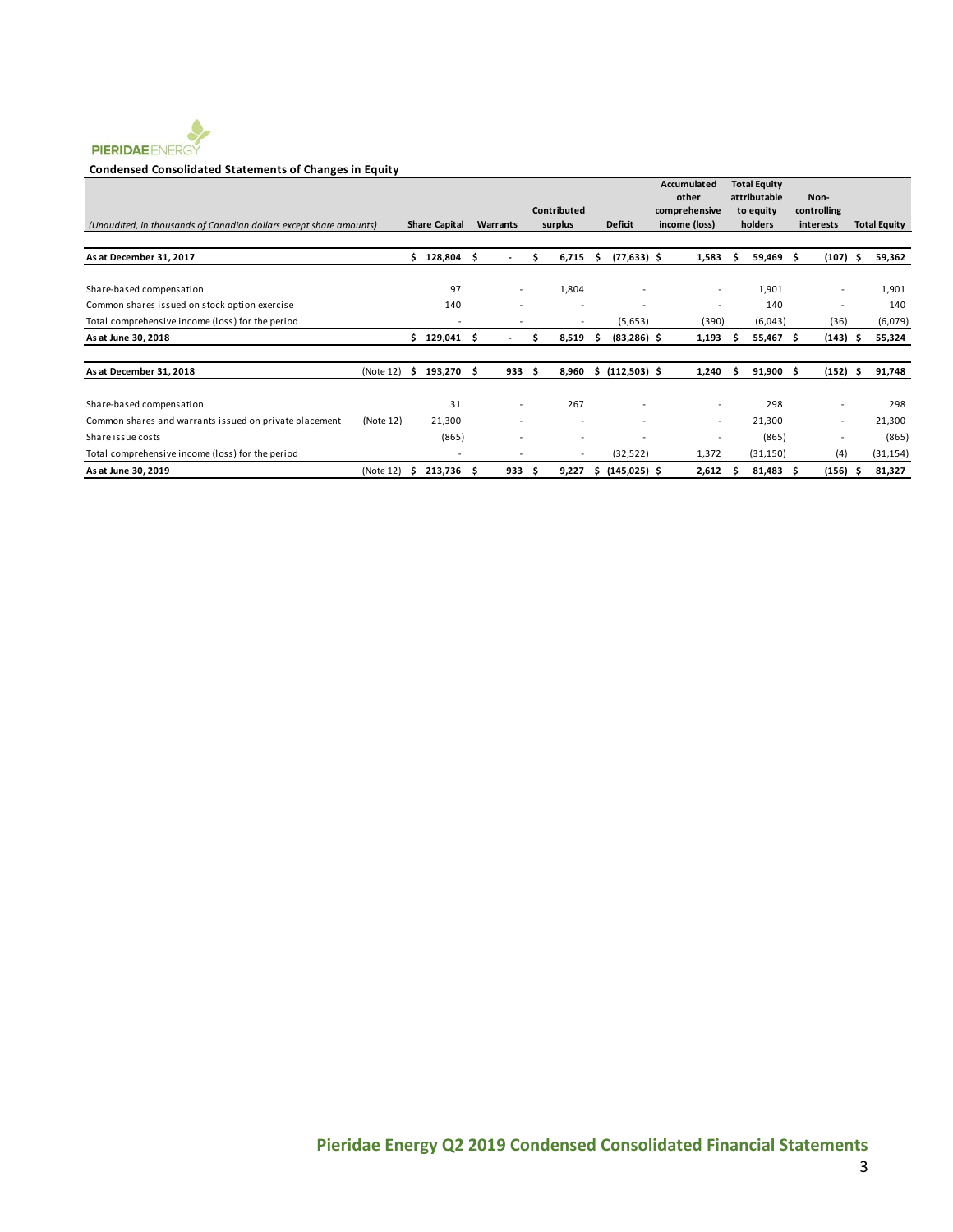PIERIDAE ENERGY

**Condensed Consolidated Statements of Changes in Equity**

| *(Unaudited, in thousands of Canadian dollars except share amounts)* | | Share Capital | Warrants | Contributed surplus | Deficit | Accumulated other comprehensive income (loss) | Total Equity attributable to equity holders | Non-controlling interests | Total Equity |
|---|---|---|---|---|---|---|---|---|---|
| **As at December 31, 2017** | | **$ 128,804** | **$ -** | **$ 6,715** | **$ (77,633)** | **$ 1,583** | **$ 59,469** | **$ (107)** | **$ 59,362** |
| Share-based compensation | | 97 | - | 1,804 | - | - | 1,901 | - | 1,901 |
| Common shares issued on stock option exercise | | 140 | - | - | - | - | 140 | - | 140 |
| Total comprehensive income (loss) for the period | | - | - | - | (5,653) | (390) | (6,043) | (36) | (6,079) |
| **As at June 30, 2018** | | **$ 129,041** | **$ -** | **$ 8,519** | **$ (83,286)** | **$ 1,193** | **$ 55,467** | **$ (143)** | **$ 55,324** |
| **As at December 31, 2018** | (Note 12) | **$ 193,270** | **$ 933** | **$ 8,960** | **$ (112,503)** | **$ 1,240** | **$ 91,900** | **$ (152)** | **$ 91,748** |
| Share-based compensation | | 31 | - | 267 | - | - | 298 | - | 298 |
| Common shares and warrants issued on private placement | (Note 12) | 21,300 | - | - | - | - | 21,300 | - | 21,300 |
| Share issue costs | | (865) | - | - | - | - | (865) | - | (865) |
| Total comprehensive income (loss) for the period | | - | - | - | (32,522) | 1,372 | (31,150) | (4) | (31,154) |
| **As at June 30, 2019** | (Note 12) | **$ 213,736** | **$ 933** | **$ 9,227** | **$ (145,025)** | **$ 2,612** | **$ 81,483** | **$ (156)** | **$ 81,327** |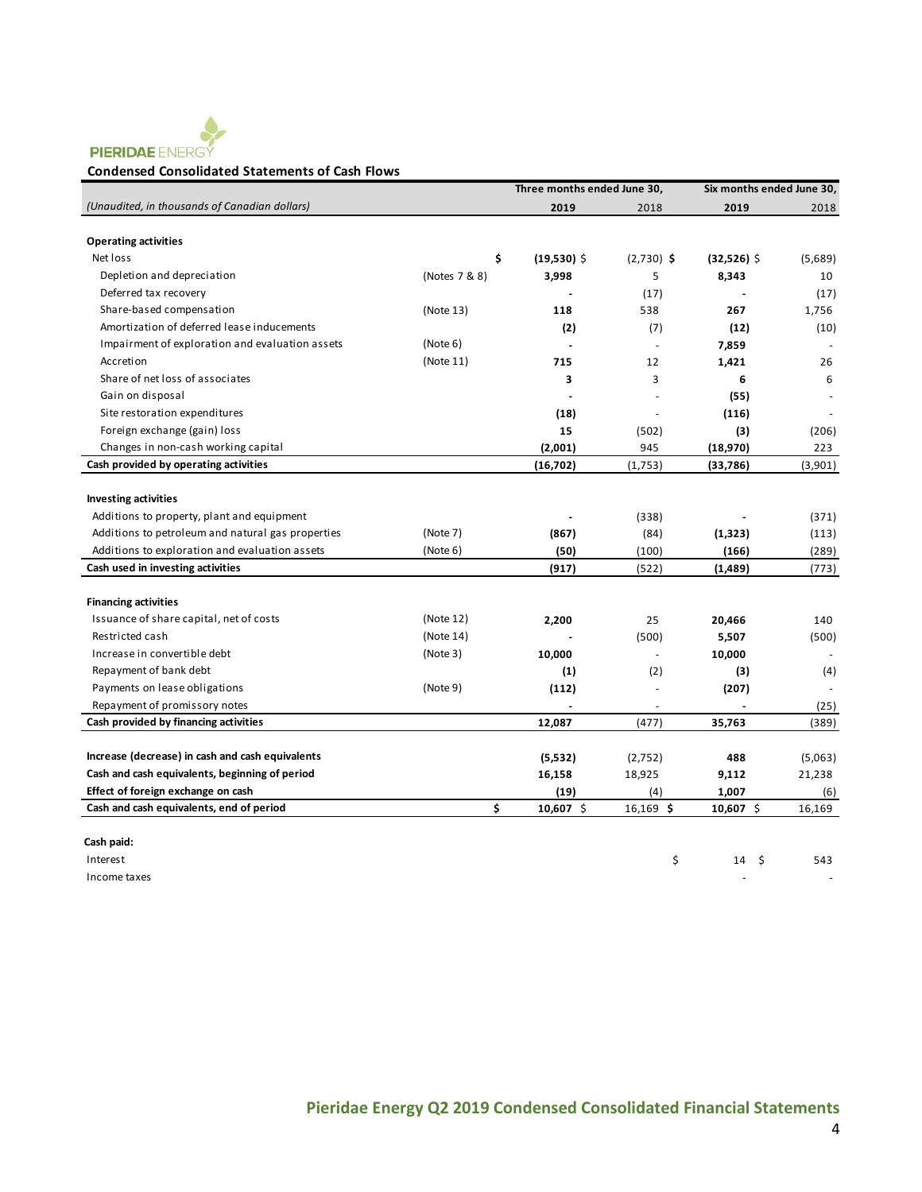PIERIDAE ENERGY

**Condensed Consolidated Statements of Cash Flows**

| *(Unaudited, in thousands of Canadian dollars)* | | Three months ended June 30, 2019 | Three months ended June 30, 2018 | Six months ended June 30, 2019 | Six months ended June 30, 2018 |
|---|---|---|---|---|---|
| **Operating activities** | | | | | |
| Net loss | | **$ (19,530)** | $ (2,730) | **$ (32,526)** | $ (5,689) |
| Depletion and depreciation | (Notes 7 & 8) | **3,998** | 5 | **8,343** | 10 |
| Deferred tax recovery | | **-** | (17) | **-** | (17) |
| Share-based compensation | (Note 13) | **118** | 538 | **267** | 1,756 |
| Amortization of deferred lease inducements | | **(2)** | (7) | **(12)** | (10) |
| Impairment of exploration and evaluation assets | (Note 6) | **-** | - | **7,859** | - |
| Accretion | (Note 11) | **715** | 12 | **1,421** | 26 |
| Share of net loss of associates | | **3** | 3 | **6** | 6 |
| Gain on disposal | | **-** | - | **(55)** | - |
| Site restoration expenditures | | **(18)** | - | **(116)** | - |
| Foreign exchange (gain) loss | | **15** | (502) | **(3)** | (206) |
| Changes in non-cash working capital | | **(2,001)** | 945 | **(18,970)** | 223 |
| **Cash provided by operating activities** | | **(16,702)** | (1,753) | **(33,786)** | (3,901) |
| **Investing activities** | | | | | |
| Additions to property, plant and equipment | | **-** | (338) | **-** | (371) |
| Additions to petroleum and natural gas properties | (Note 7) | **(867)** | (84) | **(1,323)** | (113) |
| Additions to exploration and evaluation assets | (Note 6) | **(50)** | (100) | **(166)** | (289) |
| **Cash used in investing activities** | | **(917)** | (522) | **(1,489)** | (773) |
| **Financing activities** | | | | | |
| Issuance of share capital, net of costs | (Note 12) | **2,200** | 25 | **20,466** | 140 |
| Restricted cash | (Note 14) | **-** | (500) | **5,507** | (500) |
| Increase in convertible debt | (Note 3) | **10,000** | - | **10,000** | - |
| Repayment of bank debt | | **(1)** | (2) | **(3)** | (4) |
| Payments on lease obligations | (Note 9) | **(112)** | - | **(207)** | - |
| Repayment of promissory notes | | **-** | - | **-** | (25) |
| **Cash provided by financing activities** | | **12,087** | (477) | **35,763** | (389) |
| **Increase (decrease) in cash and cash equivalents** | | **(5,532)** | (2,752) | **488** | (5,063) |
| **Cash and cash equivalents, beginning of period** | | **16,158** | 18,925 | **9,112** | 21,238 |
| **Effect of foreign exchange on cash** | | **(19)** | (4) | **1,007** | (6) |
| **Cash and cash equivalents, end of period** | | **$ 10,607** | $ 16,169 | **$ 10,607** | $ 16,169 |

**Cash paid:**

| | | | | | |
|---|---|---|---|---|---|
| Interest | | | | $ 14 | $ 543 |
| Income taxes | | | | - | - |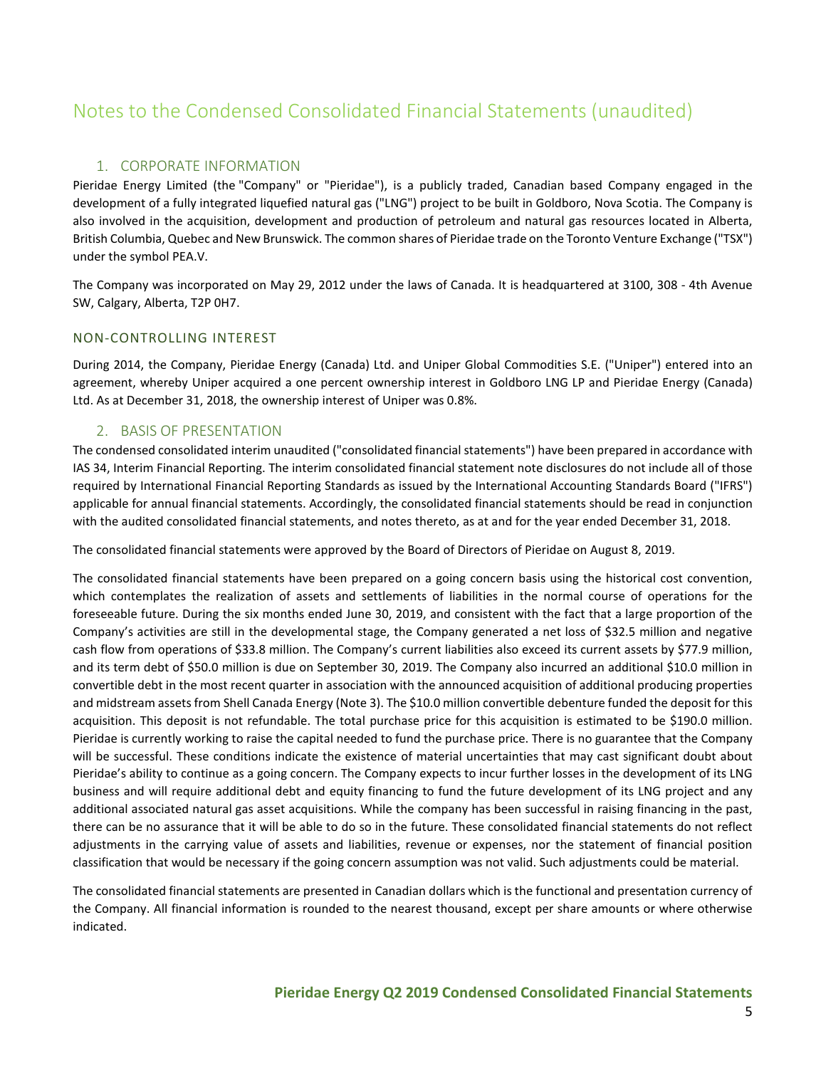// Notes to the Condensed Consolidated Financial Statements (unaudited)

## 1. CORPORATE INFORMATION

Pieridae Energy Limited (the "Company" or "Pieridae"), is a publicly traded, Canadian based Company engaged in the development of a fully integrated liquefied natural gas ("LNG") project to be built in Goldboro, Nova Scotia. The Company is also involved in the acquisition, development and production of petroleum and natural gas resources located in Alberta, British Columbia, Quebec and New Brunswick. The common shares of Pieridae trade on the Toronto Venture Exchange ("TSX") under the symbol PEA.V.

The Company was incorporated on May 29, 2012 under the laws of Canada. It is headquartered at 3100, 308 - 4th Avenue SW, Calgary, Alberta, T2P 0H7.

### NON-CONTROLLING INTEREST

During 2014, the Company, Pieridae Energy (Canada) Ltd. and Uniper Global Commodities S.E. ("Uniper") entered into an agreement, whereby Uniper acquired a one percent ownership interest in Goldboro LNG LP and Pieridae Energy (Canada) Ltd. As at December 31, 2018, the ownership interest of Uniper was 0.8%.

## 2. BASIS OF PRESENTATION

The condensed consolidated interim unaudited ("consolidated financial statements") have been prepared in accordance with IAS 34, Interim Financial Reporting. The interim consolidated financial statement note disclosures do not include all of those required by International Financial Reporting Standards as issued by the International Accounting Standards Board ("IFRS") applicable for annual financial statements. Accordingly, the consolidated financial statements should be read in conjunction with the audited consolidated financial statements, and notes thereto, as at and for the year ended December 31, 2018.

The consolidated financial statements were approved by the Board of Directors of Pieridae on August 8, 2019.

The consolidated financial statements have been prepared on a going concern basis using the historical cost convention, which contemplates the realization of assets and settlements of liabilities in the normal course of operations for the foreseeable future. During the six months ended June 30, 2019, and consistent with the fact that a large proportion of the Company's activities are still in the developmental stage, the Company generated a net loss of $32.5 million and negative cash flow from operations of $33.8 million. The Company's current liabilities also exceed its current assets by $77.9 million, and its term debt of $50.0 million is due on September 30, 2019. The Company also incurred an additional $10.0 million in convertible debt in the most recent quarter in association with the announced acquisition of additional producing properties and midstream assets from Shell Canada Energy (Note 3). The $10.0 million convertible debenture funded the deposit for this acquisition. This deposit is not refundable. The total purchase price for this acquisition is estimated to be $190.0 million. Pieridae is currently working to raise the capital needed to fund the purchase price. There is no guarantee that the Company will be successful. These conditions indicate the existence of material uncertainties that may cast significant doubt about Pieridae's ability to continue as a going concern. The Company expects to incur further losses in the development of its LNG business and will require additional debt and equity financing to fund the future development of its LNG project and any additional associated natural gas asset acquisitions. While the company has been successful in raising financing in the past, there can be no assurance that it will be able to do so in the future. These consolidated financial statements do not reflect adjustments in the carrying value of assets and liabilities, revenue or expenses, nor the statement of financial position classification that would be necessary if the going concern assumption was not valid. Such adjustments could be material.

The consolidated financial statements are presented in Canadian dollars which is the functional and presentation currency of the Company. All financial information is rounded to the nearest thousand, except per share amounts or where otherwise indicated.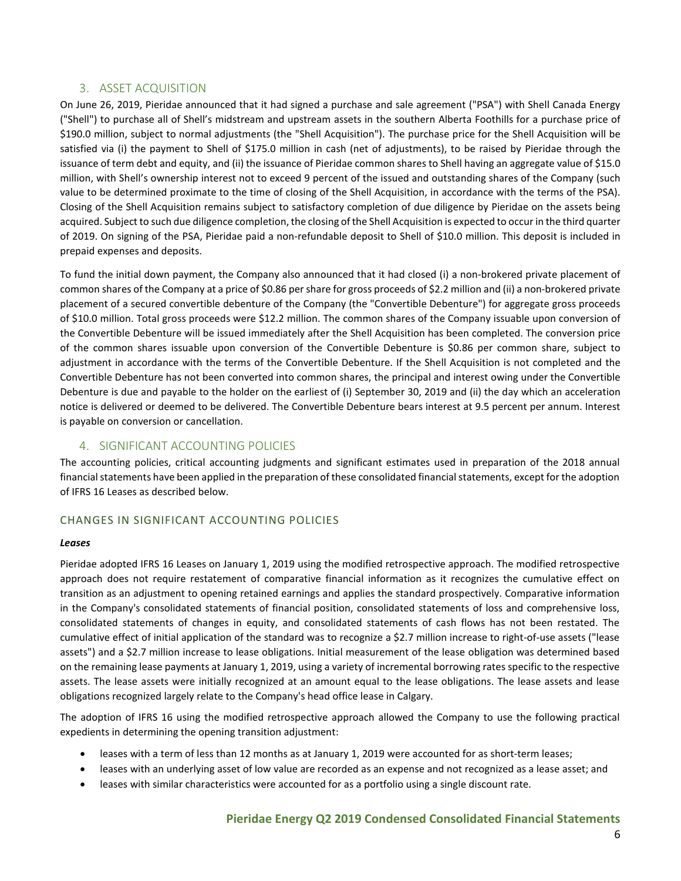## 3. ASSET ACQUISITION

On June 26, 2019, Pieridae announced that it had signed a purchase and sale agreement ("PSA") with Shell Canada Energy ("Shell") to purchase all of Shell's midstream and upstream assets in the southern Alberta Foothills for a purchase price of $190.0 million, subject to normal adjustments (the "Shell Acquisition"). The purchase price for the Shell Acquisition will be satisfied via (i) the payment to Shell of $175.0 million in cash (net of adjustments), to be raised by Pieridae through the issuance of term debt and equity, and (ii) the issuance of Pieridae common shares to Shell having an aggregate value of $15.0 million, with Shell's ownership interest not to exceed 9 percent of the issued and outstanding shares of the Company (such value to be determined proximate to the time of closing of the Shell Acquisition, in accordance with the terms of the PSA). Closing of the Shell Acquisition remains subject to satisfactory completion of due diligence by Pieridae on the assets being acquired. Subject to such due diligence completion, the closing of the Shell Acquisition is expected to occur in the third quarter of 2019. On signing of the PSA, Pieridae paid a non-refundable deposit to Shell of $10.0 million. This deposit is included in prepaid expenses and deposits.

To fund the initial down payment, the Company also announced that it had closed (i) a non-brokered private placement of common shares of the Company at a price of $0.86 per share for gross proceeds of $2.2 million and (ii) a non-brokered private placement of a secured convertible debenture of the Company (the "Convertible Debenture") for aggregate gross proceeds of $10.0 million. Total gross proceeds were $12.2 million. The common shares of the Company issuable upon conversion of the Convertible Debenture will be issued immediately after the Shell Acquisition has been completed. The conversion price of the common shares issuable upon conversion of the Convertible Debenture is $0.86 per common share, subject to adjustment in accordance with the terms of the Convertible Debenture. If the Shell Acquisition is not completed and the Convertible Debenture has not been converted into common shares, the principal and interest owing under the Convertible Debenture is due and payable to the holder on the earliest of (i) September 30, 2019 and (ii) the day which an acceleration notice is delivered or deemed to be delivered. The Convertible Debenture bears interest at 9.5 percent per annum. Interest is payable on conversion or cancellation.

## 4. SIGNIFICANT ACCOUNTING POLICIES

The accounting policies, critical accounting judgments and significant estimates used in preparation of the 2018 annual financial statements have been applied in the preparation of these consolidated financial statements, except for the adoption of IFRS 16 Leases as described below.

### CHANGES IN SIGNIFICANT ACCOUNTING POLICIES

***Leases***

Pieridae adopted IFRS 16 Leases on January 1, 2019 using the modified retrospective approach. The modified retrospective approach does not require restatement of comparative financial information as it recognizes the cumulative effect on transition as an adjustment to opening retained earnings and applies the standard prospectively. Comparative information in the Company's consolidated statements of financial position, consolidated statements of loss and comprehensive loss, consolidated statements of changes in equity, and consolidated statements of cash flows has not been restated. The cumulative effect of initial application of the standard was to recognize a $2.7 million increase to right-of-use assets ("lease assets") and a $2.7 million increase to lease obligations. Initial measurement of the lease obligation was determined based on the remaining lease payments at January 1, 2019, using a variety of incremental borrowing rates specific to the respective assets. The lease assets were initially recognized at an amount equal to the lease obligations. The lease assets and lease obligations recognized largely relate to the Company's head office lease in Calgary.

The adoption of IFRS 16 using the modified retrospective approach allowed the Company to use the following practical expedients in determining the opening transition adjustment:

- leases with a term of less than 12 months as at January 1, 2019 were accounted for as short-term leases;
- leases with an underlying asset of low value are recorded as an expense and not recognized as a lease asset; and
- leases with similar characteristics were accounted for as a portfolio using a single discount rate.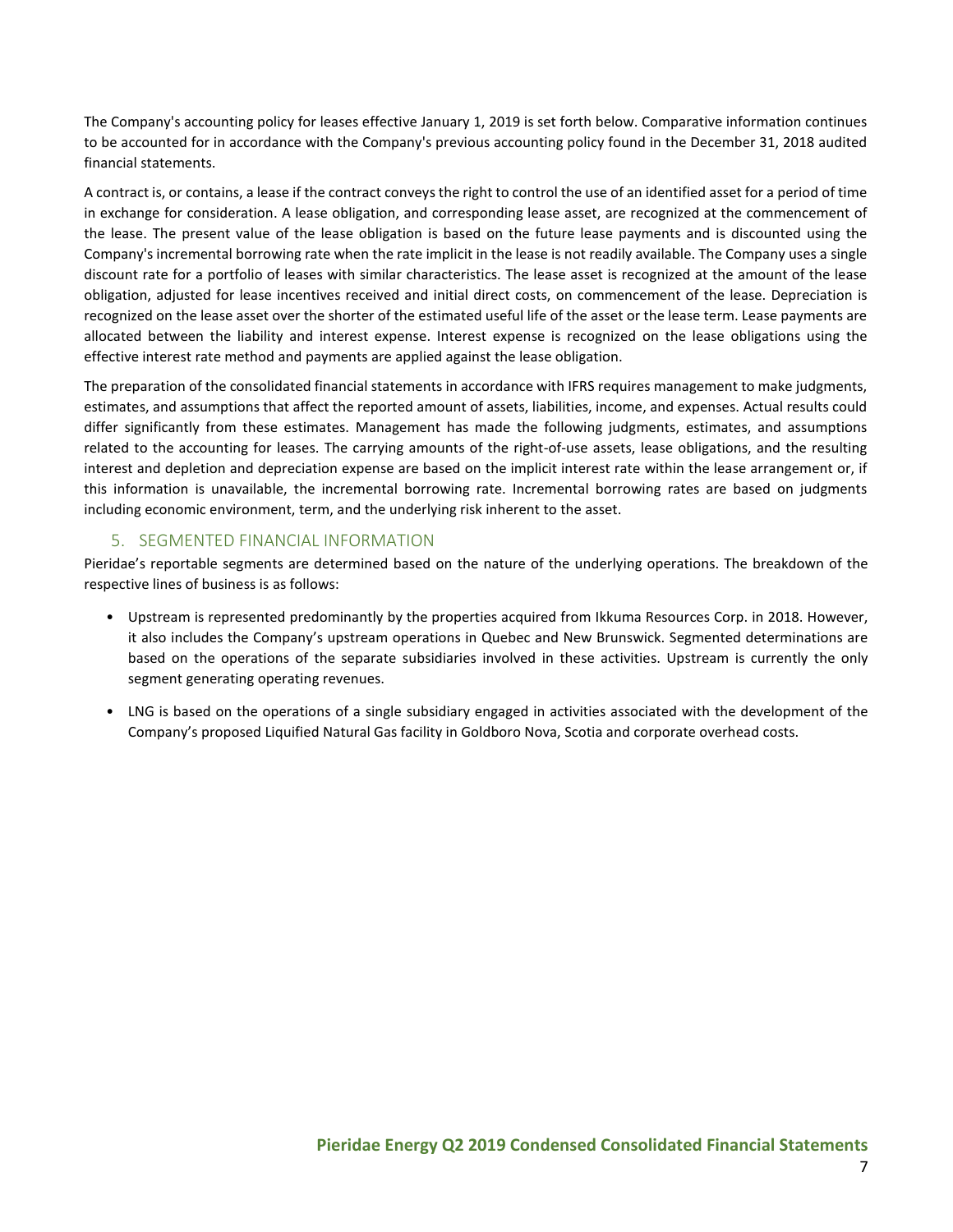The Company's accounting policy for leases effective January 1, 2019 is set forth below. Comparative information continues to be accounted for in accordance with the Company's previous accounting policy found in the December 31, 2018 audited financial statements.

A contract is, or contains, a lease if the contract conveys the right to control the use of an identified asset for a period of time in exchange for consideration. A lease obligation, and corresponding lease asset, are recognized at the commencement of the lease. The present value of the lease obligation is based on the future lease payments and is discounted using the Company's incremental borrowing rate when the rate implicit in the lease is not readily available. The Company uses a single discount rate for a portfolio of leases with similar characteristics. The lease asset is recognized at the amount of the lease obligation, adjusted for lease incentives received and initial direct costs, on commencement of the lease. Depreciation is recognized on the lease asset over the shorter of the estimated useful life of the asset or the lease term. Lease payments are allocated between the liability and interest expense. Interest expense is recognized on the lease obligations using the effective interest rate method and payments are applied against the lease obligation.

The preparation of the consolidated financial statements in accordance with IFRS requires management to make judgments, estimates, and assumptions that affect the reported amount of assets, liabilities, income, and expenses. Actual results could differ significantly from these estimates. Management has made the following judgments, estimates, and assumptions related to the accounting for leases. The carrying amounts of the right-of-use assets, lease obligations, and the resulting interest and depletion and depreciation expense are based on the implicit interest rate within the lease arrangement or, if this information is unavailable, the incremental borrowing rate. Incremental borrowing rates are based on judgments including economic environment, term, and the underlying risk inherent to the asset.

## 5. SEGMENTED FINANCIAL INFORMATION

Pieridae's reportable segments are determined based on the nature of the underlying operations. The breakdown of the respective lines of business is as follows:

- Upstream is represented predominantly by the properties acquired from Ikkuma Resources Corp. in 2018. However, it also includes the Company's upstream operations in Quebec and New Brunswick. Segmented determinations are based on the operations of the separate subsidiaries involved in these activities. Upstream is currently the only segment generating operating revenues.
- LNG is based on the operations of a single subsidiary engaged in activities associated with the development of the Company's proposed Liquified Natural Gas facility in Goldboro Nova, Scotia and corporate overhead costs.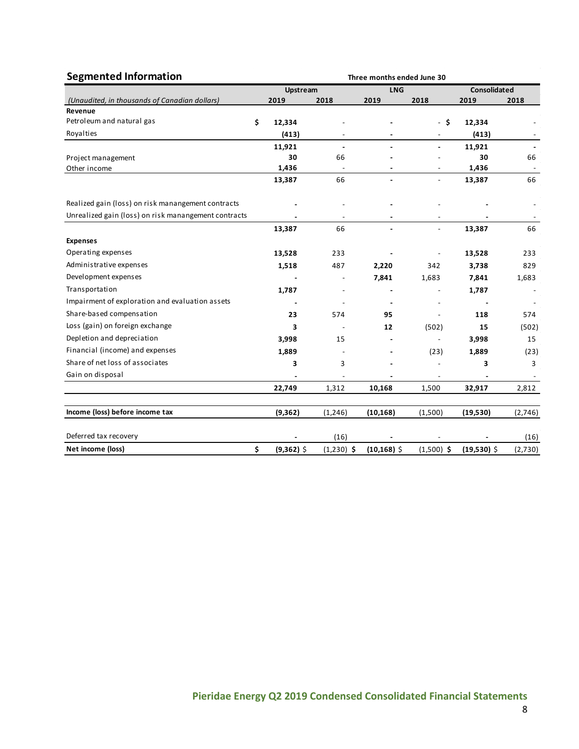## Segmented Information

| | Three months ended June 30 | | | | | |
|---|---|---|---|---|---|---|
| | Upstream | | LNG | | Consolidated | |
| *(Unaudited, in thousands of Canadian dollars)* | 2019 | 2018 | 2019 | 2018 | 2019 | 2018 |
| **Revenue** | | | | | | |
| Petroleum and natural gas | $ 12,334 | - | - | - | $ 12,334 | - |
| Royalties | (413) | - | - | - | (413) | - |
| | 11,921 | - | - | - | 11,921 | - |
| Project management | 30 | 66 | - | - | 30 | 66 |
| Other income | 1,436 | - | - | - | 1,436 | - |
| | 13,387 | 66 | - | - | 13,387 | 66 |
| Realized gain (loss) on risk manangement contracts | - | - | - | - | - | - |
| Unrealized gain (loss) on risk manangement contracts | - | - | - | - | - | - |
| | 13,387 | 66 | - | - | 13,387 | 66 |
| **Expenses** | | | | | | |
| Operating expenses | 13,528 | 233 | - | - | 13,528 | 233 |
| Administrative expenses | 1,518 | 487 | 2,220 | 342 | 3,738 | 829 |
| Development expenses | - | - | 7,841 | 1,683 | 7,841 | 1,683 |
| Transportation | 1,787 | - | - | - | 1,787 | - |
| Impairment of exploration and evaluation assets | - | - | - | - | - | - |
| Share-based compensation | 23 | 574 | 95 | - | 118 | 574 |
| Loss (gain) on foreign exchange | 3 | - | 12 | (502) | 15 | (502) |
| Depletion and depreciation | 3,998 | 15 | - | - | 3,998 | 15 |
| Financial (income) and expenses | 1,889 | - | - | (23) | 1,889 | (23) |
| Share of net loss of associates | 3 | 3 | - | - | 3 | 3 |
| Gain on disposal | - | - | - | - | - | - |
| | 22,749 | 1,312 | 10,168 | 1,500 | 32,917 | 2,812 |
| **Income (loss) before income tax** | (9,362) | (1,246) | (10,168) | (1,500) | (19,530) | (2,746) |
| Deferred tax recovery | - | (16) | - | - | - | (16) |
| **Net income (loss)** | $ (9,362) | $ (1,230) | $ (10,168) | $ (1,500) | $ (19,530) | $ (2,730) |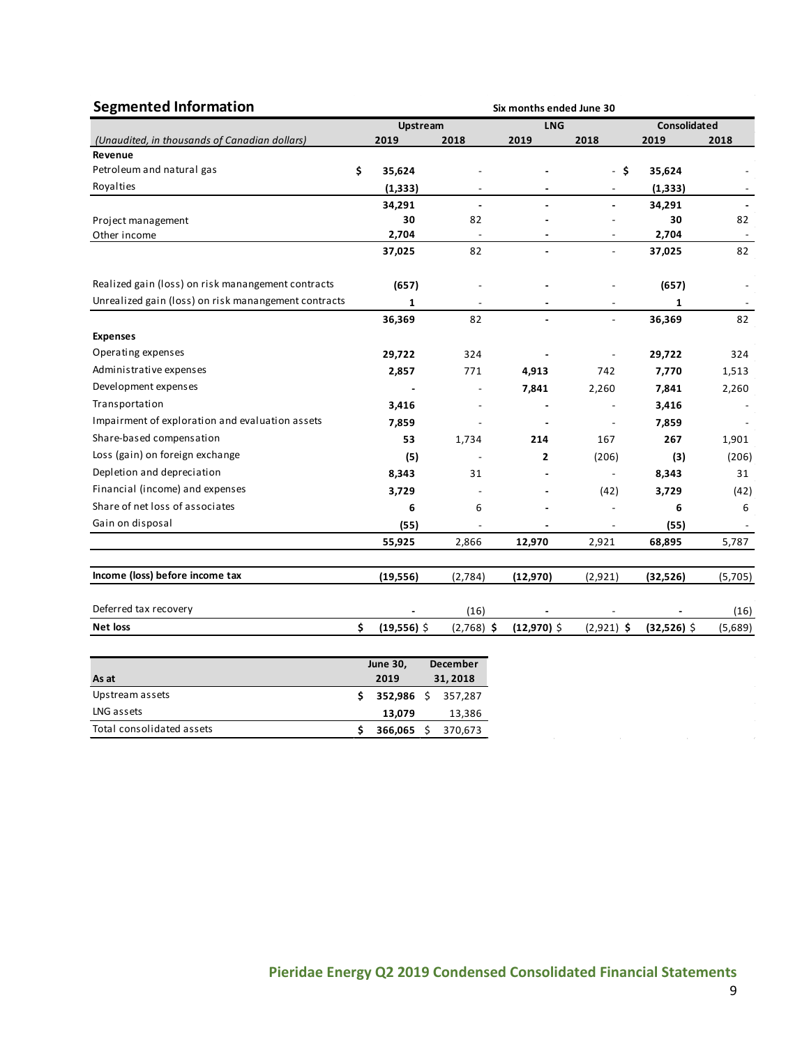## Segmented Information

| | Six months ended June 30 | | | | | |
|---|---|---|---|---|---|---|
| | Upstream | | LNG | | Consolidated | |
| *(Unaudited, in thousands of Canadian dollars)* | 2019 | 2018 | 2019 | 2018 | 2019 | 2018 |
| **Revenue** | | | | | | |
| Petroleum and natural gas | $ 35,624 | - | - | - | $ 35,624 | - |
| Royalties | (1,333) | - | - | - | (1,333) | - |
| | 34,291 | - | - | - | 34,291 | - |
| Project management | 30 | 82 | - | - | 30 | 82 |
| Other income | 2,704 | - | - | - | 2,704 | - |
| | 37,025 | 82 | - | - | 37,025 | 82 |
| Realized gain (loss) on risk manangement contracts | (657) | - | - | - | (657) | - |
| Unrealized gain (loss) on risk manangement contracts | 1 | - | - | - | 1 | - |
| | 36,369 | 82 | - | - | 36,369 | 82 |
| **Expenses** | | | | | | |
| Operating expenses | 29,722 | 324 | - | - | 29,722 | 324 |
| Administrative expenses | 2,857 | 771 | 4,913 | 742 | 7,770 | 1,513 |
| Development expenses | - | - | 7,841 | 2,260 | 7,841 | 2,260 |
| Transportation | 3,416 | - | - | - | 3,416 | - |
| Impairment of exploration and evaluation assets | 7,859 | - | - | - | 7,859 | - |
| Share-based compensation | 53 | 1,734 | 214 | 167 | 267 | 1,901 |
| Loss (gain) on foreign exchange | (5) | - | 2 | (206) | (3) | (206) |
| Depletion and depreciation | 8,343 | 31 | - | - | 8,343 | 31 |
| Financial (income) and expenses | 3,729 | - | - | (42) | 3,729 | (42) |
| Share of net loss of associates | 6 | 6 | - | - | 6 | 6 |
| Gain on disposal | (55) | - | - | - | (55) | - |
| | 55,925 | 2,866 | 12,970 | 2,921 | 68,895 | 5,787 |
| **Income (loss) before income tax** | (19,556) | (2,784) | (12,970) | (2,921) | (32,526) | (5,705) |
| Deferred tax recovery | - | (16) | - | - | - | (16) |
| **Net loss** | $ (19,556) | $ (2,768) | $ (12,970) | $ (2,921) | $ (32,526) | $ (5,689) |

| As at | June 30, 2019 | December 31, 2018 |
|---|---|---|
| Upstream assets | $ 352,986 | $ 357,287 |
| LNG assets | 13,079 | 13,386 |
| Total consolidated assets | $ 366,065 | $ 370,673 |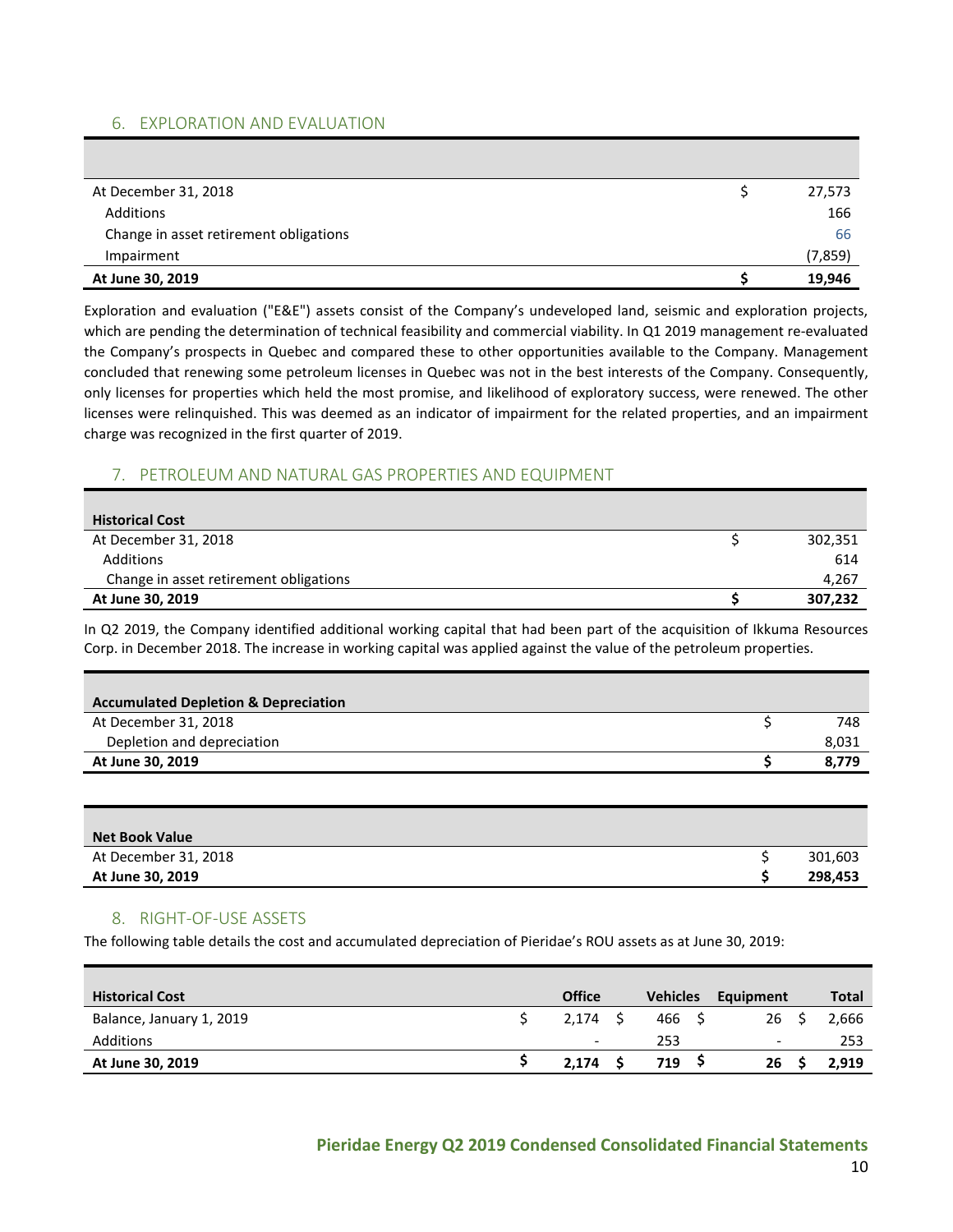## 6. EXPLORATION AND EVALUATION

| | | |
|---|---|---|
| At December 31, 2018 | $ | 27,573 |
| Additions | | 166 |
| Change in asset retirement obligations | | 66 |
| Impairment | | (7,859) |
| **At June 30, 2019** | **$** | **19,946** |

Exploration and evaluation ("E&E") assets consist of the Company's undeveloped land, seismic and exploration projects, which are pending the determination of technical feasibility and commercial viability. In Q1 2019 management re-evaluated the Company's prospects in Quebec and compared these to other opportunities available to the Company. Management concluded that renewing some petroleum licenses in Quebec was not in the best interests of the Company. Consequently, only licenses for properties which held the most promise, and likelihood of exploratory success, were renewed. The other licenses were relinquished. This was deemed as an indicator of impairment for the related properties, and an impairment charge was recognized in the first quarter of 2019.

## 7. PETROLEUM AND NATURAL GAS PROPERTIES AND EQUIPMENT

| **Historical Cost** | | |
|---|---|---|
| At December 31, 2018 | $ | 302,351 |
| Additions | | 614 |
| Change in asset retirement obligations | | 4,267 |
| **At June 30, 2019** | **$** | **307,232** |

In Q2 2019, the Company identified additional working capital that had been part of the acquisition of Ikkuma Resources Corp. in December 2018. The increase in working capital was applied against the value of the petroleum properties.

| **Accumulated Depletion & Depreciation** | | |
|---|---|---|
| At December 31, 2018 | $ | 748 |
| Depletion and depreciation | | 8,031 |
| **At June 30, 2019** | **$** | **8,779** |

| **Net Book Value** | | |
|---|---|---|
| At December 31, 2018 | $ | 301,603 |
| **At June 30, 2019** | **$** | **298,453** |

## 8. RIGHT-OF-USE ASSETS

The following table details the cost and accumulated depreciation of Pieridae's ROU assets as at June 30, 2019:

| **Historical Cost** | **Office** | **Vehicles** | **Equipment** | **Total** |
|---|---|---|---|---|
| Balance, January 1, 2019 | $ 2,174 | $ 466 | $ 26 | $ 2,666 |
| Additions | - | 253 | - | 253 |
| **At June 30, 2019** | **$ 2,174** | **$ 719** | **$ 26** | **$ 2,919** |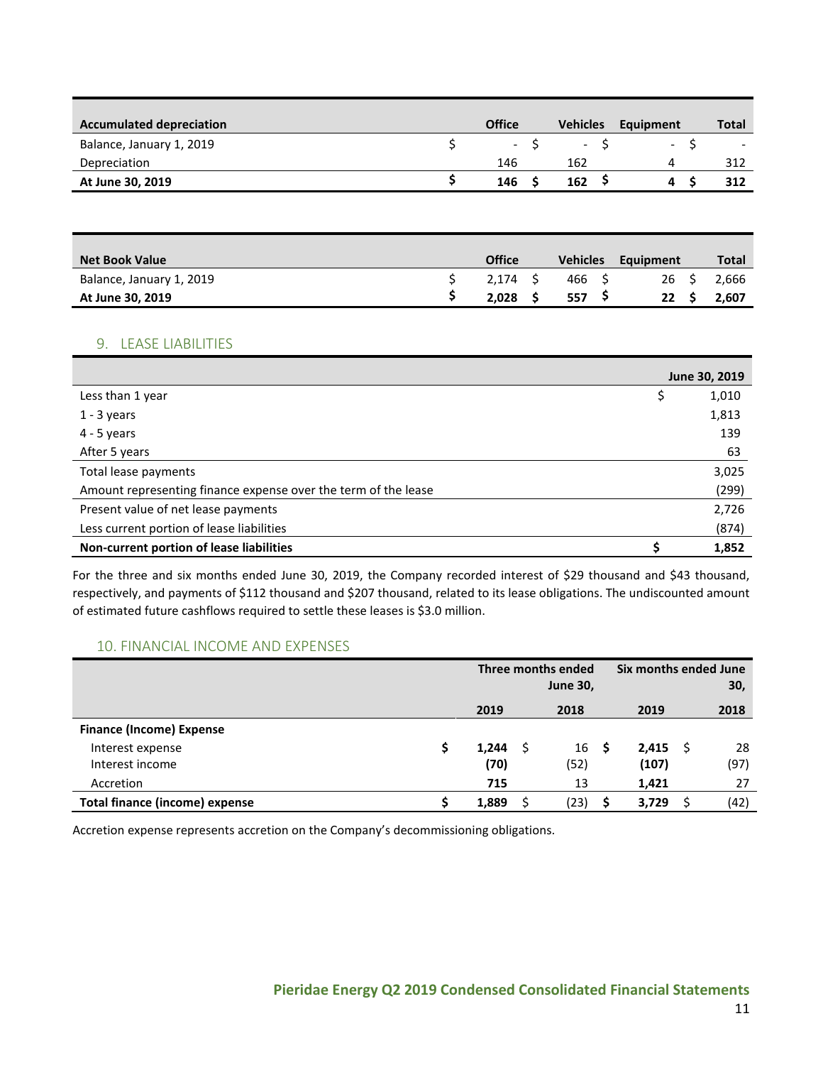| Accumulated depreciation | Office | Vehicles | Equipment | Total |
|---|---|---|---|---|
| Balance, January 1, 2019 | $ - | $ - | $ - | $ - |
| Depreciation | 146 | 162 | 4 | 312 |
| **At June 30, 2019** | **$ 146** | **$ 162** | **$ 4** | **$ 312** |

| Net Book Value | Office | Vehicles | Equipment | Total |
|---|---|---|---|---|
| Balance, January 1, 2019 | $ 2,174 | $ 466 | $ 26 | $ 2,666 |
| **At June 30, 2019** | **$ 2,028** | **$ 557** | **$ 22** | **$ 2,607** |

## 9. LEASE LIABILITIES

| | June 30, 2019 |
|---|---|
| Less than 1 year | $ 1,010 |
| 1 - 3 years | 1,813 |
| 4 - 5 years | 139 |
| After 5 years | 63 |
| Total lease payments | 3,025 |
| Amount representing finance expense over the term of the lease | (299) |
| Present value of net lease payments | 2,726 |
| Less current portion of lease liabilities | (874) |
| **Non-current portion of lease liabilities** | **$ 1,852** |

For the three and six months ended June 30, 2019, the Company recorded interest of $29 thousand and $43 thousand, respectively, and payments of $112 thousand and $207 thousand, related to its lease obligations. The undiscounted amount of estimated future cashflows required to settle these leases is $3.0 million.

## 10. FINANCIAL INCOME AND EXPENSES

| | Three months ended June 30, | | Six months ended June 30, | |
|---|---|---|---|---|
| | 2019 | 2018 | 2019 | 2018 |
| **Finance (Income) Expense** | | | | |
| Interest expense | **$ 1,244** | $ 16 | **$ 2,415** | $ 28 |
| Interest income | **(70)** | (52) | **(107)** | (97) |
| Accretion | **715** | 13 | **1,421** | 27 |
| **Total finance (income) expense** | **$ 1,889** | $ (23) | **$ 3,729** | $ (42) |

Accretion expense represents accretion on the Company's decommissioning obligations.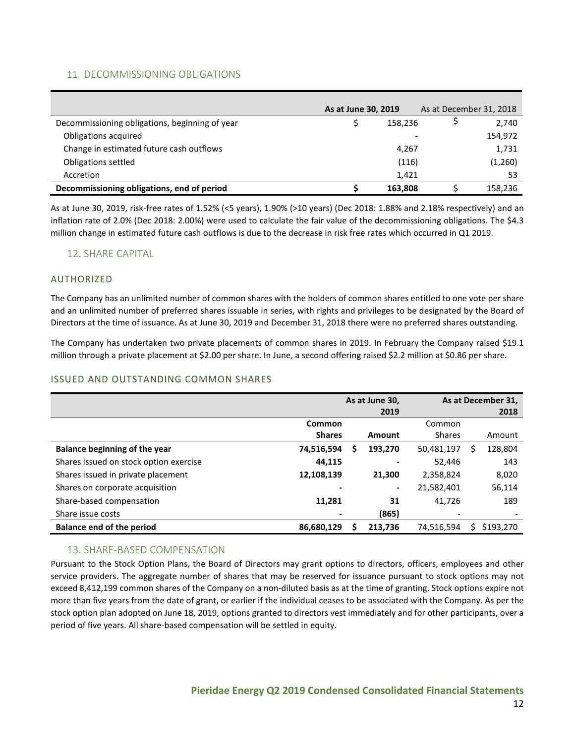## 11. DECOMMISSIONING OBLIGATIONS

| | As at June 30, 2019 | As at December 31, 2018 |
|---|---|---|
| Decommissioning obligations, beginning of year | $ 158,236 | $ 2,740 |
| Obligations acquired | - | 154,972 |
| Change in estimated future cash outflows | 4,267 | 1,731 |
| Obligations settled | (116) | (1,260) |
| Accretion | 1,421 | 53 |
| **Decommissioning obligations, end of period** | **$ 163,808** | $ 158,236 |

As at June 30, 2019, risk-free rates of 1.52% (<5 years), 1.90% (>10 years) (Dec 2018: 1.88% and 2.18% respectively) and an inflation rate of 2.0% (Dec 2018: 2.00%) were used to calculate the fair value of the decommissioning obligations. The $4.3 million change in estimated future cash outflows is due to the decrease in risk free rates which occurred in Q1 2019.

## 12. SHARE CAPITAL

### AUTHORIZED

The Company has an unlimited number of common shares with the holders of common shares entitled to one vote per share and an unlimited number of preferred shares issuable in series, with rights and privileges to be designated by the Board of Directors at the time of issuance. As at June 30, 2019 and December 31, 2018 there were no preferred shares outstanding.

The Company has undertaken two private placements of common shares in 2019. In February the Company raised $19.1 million through a private placement at $2.00 per share. In June, a second offering raised $2.2 million at $0.86 per share.

### ISSUED AND OUTSTANDING COMMON SHARES

| | As at June 30, 2019 | | As at December 31, 2018 | |
|---|---|---|---|---|
| | **Common Shares** | **Amount** | Common Shares | Amount |
| **Balance beginning of the year** | **74,516,594** | **$ 193,270** | 50,481,197 | $ 128,804 |
| Shares issued on stock option exercise | **44,115** | **-** | 52,446 | 143 |
| Shares issued in private placement | **12,108,139** | **21,300** | 2,358,824 | 8,020 |
| Shares on corporate acquisition | **-** | **-** | 21,582,401 | 56,114 |
| Share-based compensation | **11,281** | **31** | 41,726 | 189 |
| Share issue costs | **-** | **(865)** | - | - |
| **Balance end of the period** | **86,680,129** | **$ 213,736** | 74,516,594 | $ $193,270 |

## 13. SHARE-BASED COMPENSATION

Pursuant to the Stock Option Plans, the Board of Directors may grant options to directors, officers, employees and other service providers. The aggregate number of shares that may be reserved for issuance pursuant to stock options may not exceed 8,412,199 common shares of the Company on a non-diluted basis as at the time of granting. Stock options expire not more than five years from the date of grant, or earlier if the individual ceases to be associated with the Company. As per the stock option plan adopted on June 18, 2019, options granted to directors vest immediately and for other participants, over a period of five years. All share-based compensation will be settled in equity.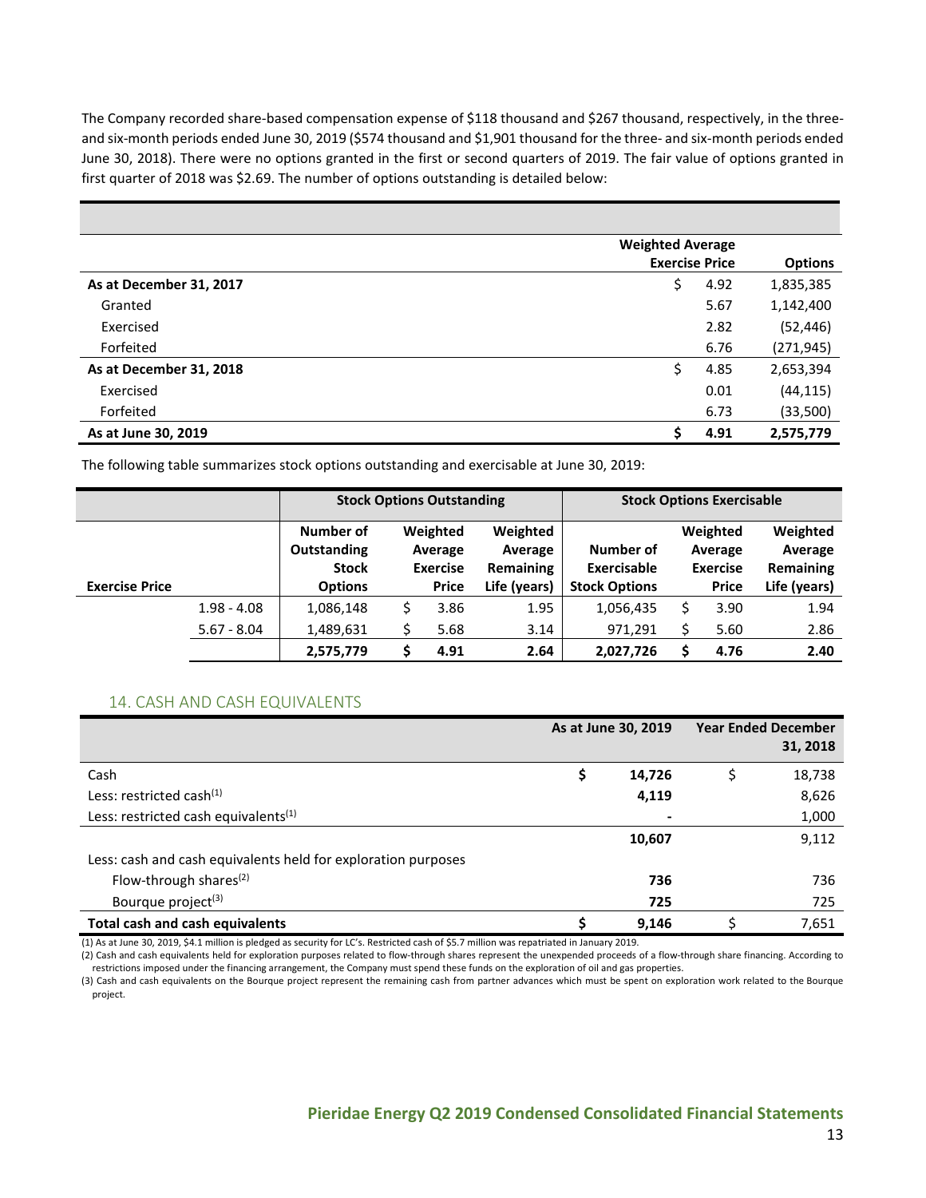The Company recorded share-based compensation expense of $118 thousand and $267 thousand, respectively, in the three- and six-month periods ended June 30, 2019 ($574 thousand and $1,901 thousand for the three- and six-month periods ended June 30, 2018). There were no options granted in the first or second quarters of 2019. The fair value of options granted in first quarter of 2018 was $2.69. The number of options outstanding is detailed below:

| | Weighted Average Exercise Price | Options |
|---|---|---|
| **As at December 31, 2017** | $ 4.92 | 1,835,385 |
| Granted | 5.67 | 1,142,400 |
| Exercised | 2.82 | (52,446) |
| Forfeited | 6.76 | (271,945) |
| **As at December 31, 2018** | $ 4.85 | 2,653,394 |
| Exercised | 0.01 | (44,115) |
| Forfeited | 6.73 | (33,500) |
| **As at June 30, 2019** | **$ 4.91** | **2,575,779** |

The following table summarizes stock options outstanding and exercisable at June 30, 2019:

| | | Stock Options Outstanding | | | Stock Options Exercisable | | |
|---|---|---|---|---|---|---|---|
| **Exercise Price** | | **Number of Outstanding Stock Options** | **Weighted Average Exercise Price** | **Weighted Average Remaining Life (years)** | **Number of Exercisable Stock Options** | **Weighted Average Exercise Price** | **Weighted Average Remaining Life (years)** |
| | 1.98 - 4.08 | 1,086,148 | $ 3.86 | 1.95 | 1,056,435 | $ 3.90 | 1.94 |
| | 5.67 - 8.04 | 1,489,631 | $ 5.68 | 3.14 | 971,291 | $ 5.60 | 2.86 |
| | | **2,575,779** | **$ 4.91** | **2.64** | **2,027,726** | **$ 4.76** | **2.40** |

## 14. CASH AND CASH EQUIVALENTS

| | As at June 30, 2019 | Year Ended December 31, 2018 |
|---|---|---|
| Cash | **$ 14,726** | $ 18,738 |
| Less: restricted cash[(1)] | **4,119** | 8,626 |
| Less: restricted cash equivalents[(1)] | **-** | 1,000 |
| | **10,607** | 9,112 |
| Less: cash and cash equivalents held for exploration purposes | | |
| Flow-through shares[(2)] | **736** | 736 |
| Bourque project[(3)] | **725** | 725 |
| **Total cash and cash equivalents** | **$ 9,146** | $ 7,651 |

(1) As at June 30, 2019, $4.1 million is pledged as security for LC's. Restricted cash of $5.7 million was repatriated in January 2019.

(2) Cash and cash equivalents held for exploration purposes related to flow-through shares represent the unexpended proceeds of a flow-through share financing. According to restrictions imposed under the financing arrangement, the Company must spend these funds on the exploration of oil and gas properties.

(3) Cash and cash equivalents on the Bourque project represent the remaining cash from partner advances which must be spent on exploration work related to the Bourque project.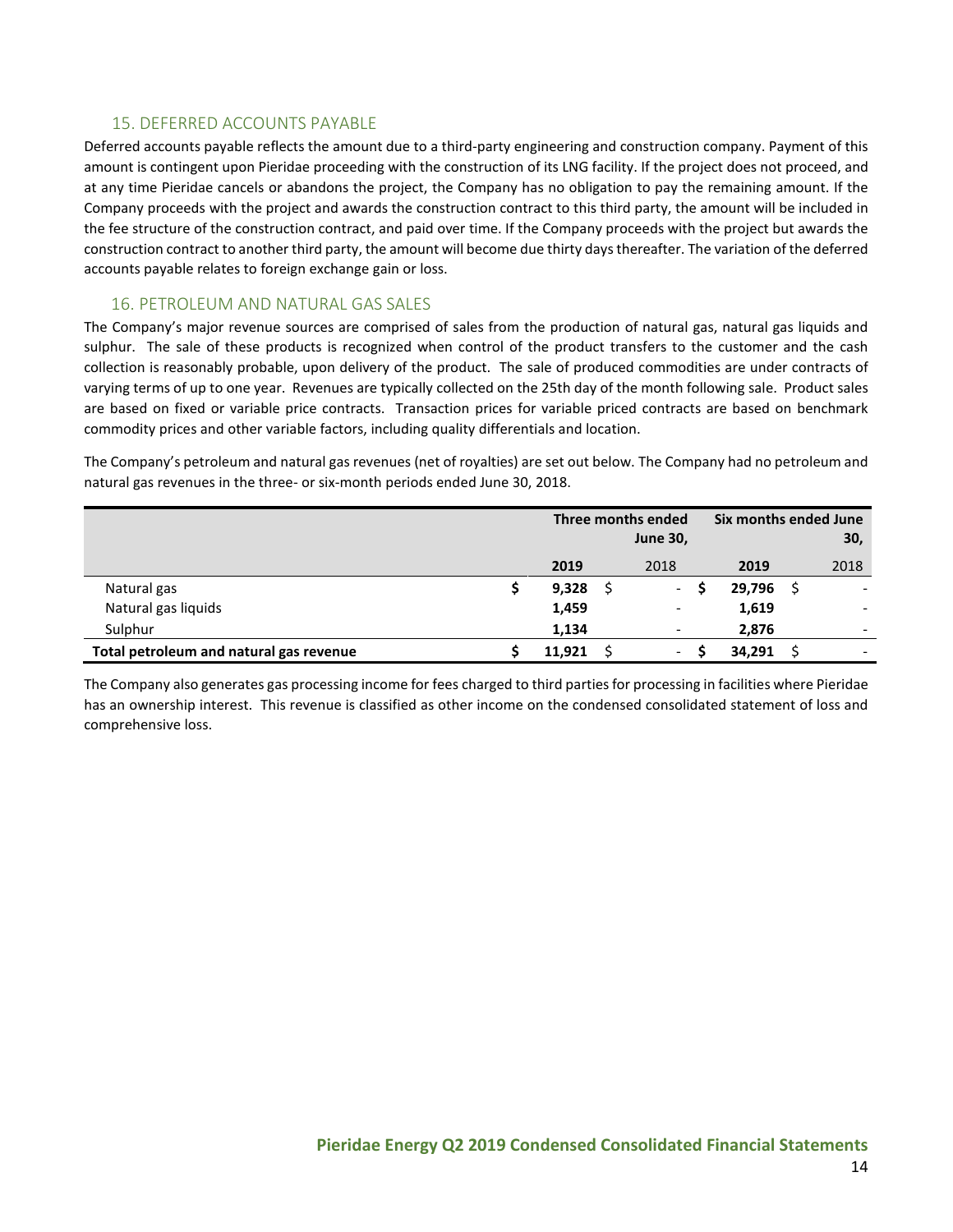## 15. DEFERRED ACCOUNTS PAYABLE

Deferred accounts payable reflects the amount due to a third-party engineering and construction company. Payment of this amount is contingent upon Pieridae proceeding with the construction of its LNG facility. If the project does not proceed, and at any time Pieridae cancels or abandons the project, the Company has no obligation to pay the remaining amount. If the Company proceeds with the project and awards the construction contract to this third party, the amount will be included in the fee structure of the construction contract, and paid over time. If the Company proceeds with the project but awards the construction contract to another third party, the amount will become due thirty days thereafter. The variation of the deferred accounts payable relates to foreign exchange gain or loss.

## 16. PETROLEUM AND NATURAL GAS SALES

The Company's major revenue sources are comprised of sales from the production of natural gas, natural gas liquids and sulphur. The sale of these products is recognized when control of the product transfers to the customer and the cash collection is reasonably probable, upon delivery of the product. The sale of produced commodities are under contracts of varying terms of up to one year. Revenues are typically collected on the 25th day of the month following sale. Product sales are based on fixed or variable price contracts. Transaction prices for variable priced contracts are based on benchmark commodity prices and other variable factors, including quality differentials and location.

The Company's petroleum and natural gas revenues (net of royalties) are set out below. The Company had no petroleum and natural gas revenues in the three- or six-month periods ended June 30, 2018.

| | Three months ended June 30, | | Six months ended June 30, | |
|---|---|---|---|---|
| | **2019** | 2018 | **2019** | 2018 |
| Natural gas | **$ 9,328** | $ - | **$ 29,796** | $ - |
| Natural gas liquids | **1,459** | - | **1,619** | - |
| Sulphur | **1,134** | - | **2,876** | - |
| **Total petroleum and natural gas revenue** | **$ 11,921** | $ - | **$ 34,291** | $ - |

The Company also generates gas processing income for fees charged to third parties for processing in facilities where Pieridae has an ownership interest. This revenue is classified as other income on the condensed consolidated statement of loss and comprehensive loss.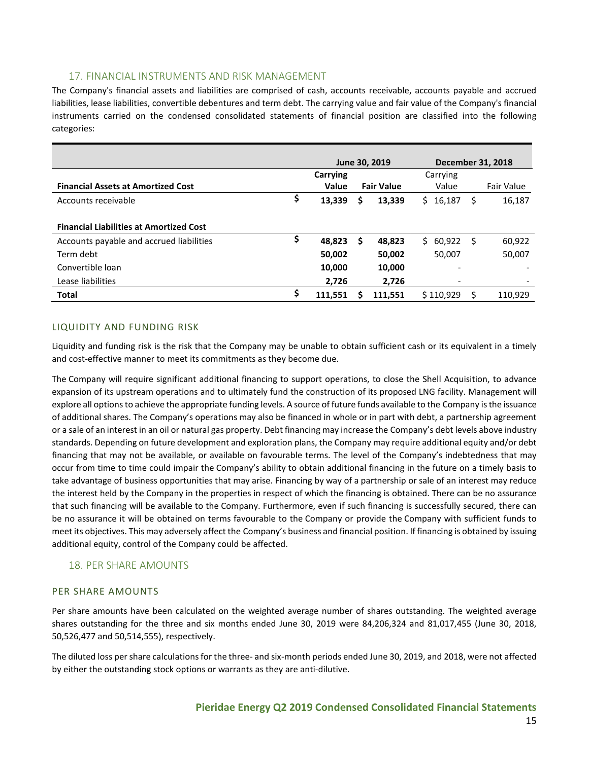## 17. FINANCIAL INSTRUMENTS AND RISK MANAGEMENT

The Company's financial assets and liabilities are comprised of cash, accounts receivable, accounts payable and accrued liabilities, lease liabilities, convertible debentures and term debt. The carrying value and fair value of the Company's financial instruments carried on the condensed consolidated statements of financial position are classified into the following categories:

| | June 30, 2019 | | December 31, 2018 | |
|---|---|---|---|---|
| **Financial Assets at Amortized Cost** | **Carrying Value** | **Fair Value** | Carrying Value | Fair Value |
| Accounts receivable | **$ 13,339** | **$ 13,339** | $ 16,187 | $ 16,187 |
| **Financial Liabilities at Amortized Cost** | | | | |
| Accounts payable and accrued liabilities | **$ 48,823** | **$ 48,823** | $ 60,922 | $ 60,922 |
| Term debt | **50,002** | **50,002** | 50,007 | 50,007 |
| Convertible loan | **10,000** | **10,000** | - | - |
| Lease liabilities | **2,726** | **2,726** | - | - |
| **Total** | **$ 111,551** | **$ 111,551** | $ 110,929 | $ 110,929 |

### LIQUIDITY AND FUNDING RISK

Liquidity and funding risk is the risk that the Company may be unable to obtain sufficient cash or its equivalent in a timely and cost-effective manner to meet its commitments as they become due.

The Company will require significant additional financing to support operations, to close the Shell Acquisition, to advance expansion of its upstream operations and to ultimately fund the construction of its proposed LNG facility. Management will explore all options to achieve the appropriate funding levels. A source of future funds available to the Company is the issuance of additional shares. The Company's operations may also be financed in whole or in part with debt, a partnership agreement or a sale of an interest in an oil or natural gas property. Debt financing may increase the Company's debt levels above industry standards. Depending on future development and exploration plans, the Company may require additional equity and/or debt financing that may not be available, or available on favourable terms. The level of the Company's indebtedness that may occur from time to time could impair the Company's ability to obtain additional financing in the future on a timely basis to take advantage of business opportunities that may arise. Financing by way of a partnership or sale of an interest may reduce the interest held by the Company in the properties in respect of which the financing is obtained. There can be no assurance that such financing will be available to the Company. Furthermore, even if such financing is successfully secured, there can be no assurance it will be obtained on terms favourable to the Company or provide the Company with sufficient funds to meet its objectives. This may adversely affect the Company's business and financial position. If financing is obtained by issuing additional equity, control of the Company could be affected.

## 18. PER SHARE AMOUNTS

### PER SHARE AMOUNTS

Per share amounts have been calculated on the weighted average number of shares outstanding. The weighted average shares outstanding for the three and six months ended June 30, 2019 were 84,206,324 and 81,017,455 (June 30, 2018, 50,526,477 and 50,514,555), respectively.

The diluted loss per share calculations for the three- and six-month periods ended June 30, 2019, and 2018, were not affected by either the outstanding stock options or warrants as they are anti-dilutive.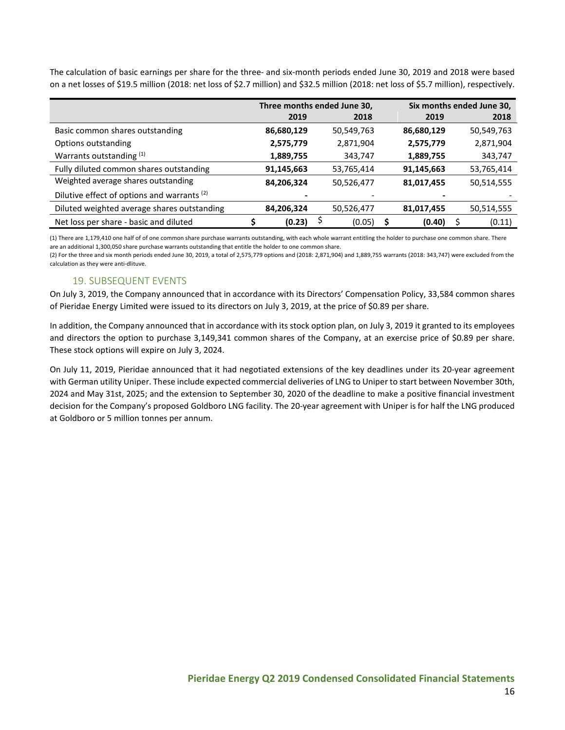The calculation of basic earnings per share for the three- and six-month periods ended June 30, 2019 and 2018 were based on a net losses of $19.5 million (2018: net loss of $2.7 million) and $32.5 million (2018: net loss of $5.7 million), respectively.

| | Three months ended June 30, | | Six months ended June 30, | |
|---|---|---|---|---|
| | **2019** | **2018** | **2019** | **2018** |
| Basic common shares outstanding | **86,680,129** | 50,549,763 | **86,680,129** | 50,549,763 |
| Options outstanding | **2,575,779** | 2,871,904 | **2,575,779** | 2,871,904 |
| Warrants outstanding [(1)] | **1,889,755** | 343,747 | **1,889,755** | 343,747 |
| Fully diluted common shares outstanding | **91,145,663** | 53,765,414 | **91,145,663** | 53,765,414 |
| Weighted average shares outstanding | **84,206,324** | 50,526,477 | **81,017,455** | 50,514,555 |
| Dilutive effect of options and warrants [(2)] | **-** | - | **-** | - |
| Diluted weighted average shares outstanding | **84,206,324** | 50,526,477 | **81,017,455** | 50,514,555 |
| Net loss per share - basic and diluted | **$ (0.23)** | $ (0.05) | **$ (0.40)** | $ (0.11) |

(1) There are 1,179,410 one half of of one common share purchase warrants outstanding, with each whole warrant entitling the holder to purchase one common share. There are an additional 1,300,050 share purchase warrants outstanding that entitle the holder to one common share.

(2) For the three and six month periods ended June 30, 2019, a total of 2,575,779 options and (2018: 2,871,904) and 1,889,755 warrants (2018: 343,747) were excluded from the calculation as they were anti-dlituve.

## 19. SUBSEQUENT EVENTS

On July 3, 2019, the Company announced that in accordance with its Directors' Compensation Policy, 33,584 common shares of Pieridae Energy Limited were issued to its directors on July 3, 2019, at the price of $0.89 per share.

In addition, the Company announced that in accordance with its stock option plan, on July 3, 2019 it granted to its employees and directors the option to purchase 3,149,341 common shares of the Company, at an exercise price of $0.89 per share. These stock options will expire on July 3, 2024.

On July 11, 2019, Pieridae announced that it had negotiated extensions of the key deadlines under its 20-year agreement with German utility Uniper. These include expected commercial deliveries of LNG to Uniper to start between November 30th, 2024 and May 31st, 2025; and the extension to September 30, 2020 of the deadline to make a positive financial investment decision for the Company's proposed Goldboro LNG facility. The 20-year agreement with Uniper is for half the LNG produced at Goldboro or 5 million tonnes per annum.